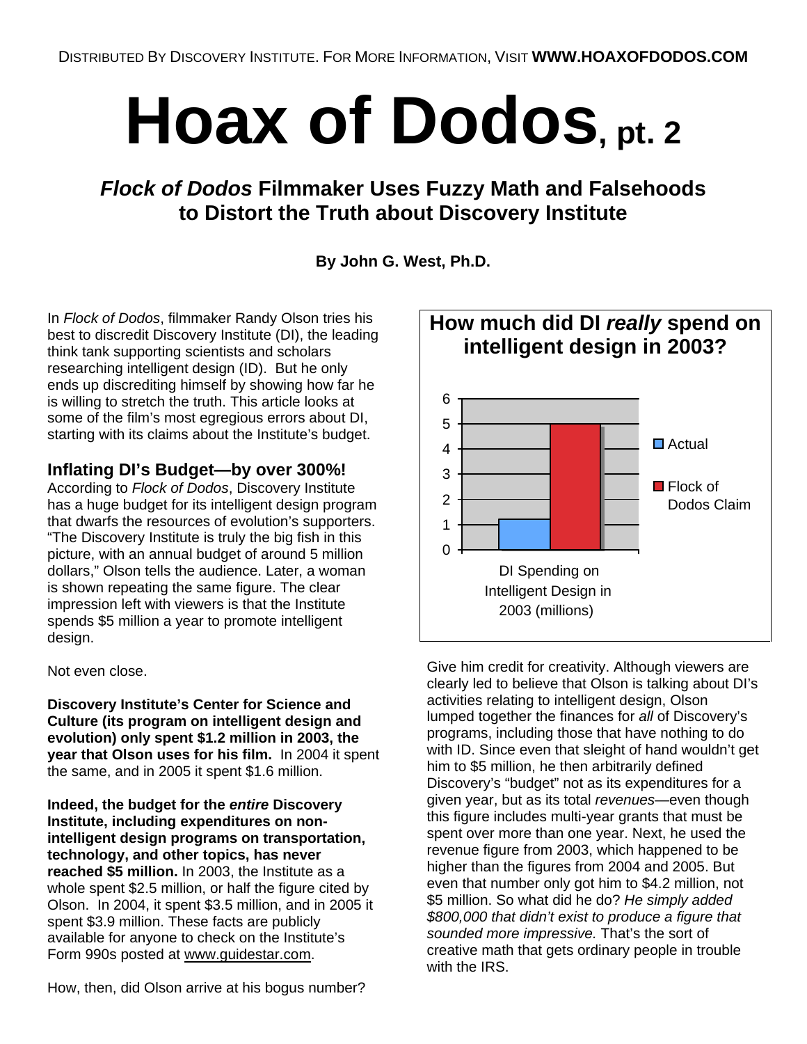DISTRIBUTED BY DISCOVERY INSTITUTE. FOR MORE INFORMATION, VISIT **WWW.HOAXOFDODOS.COM**

# Hoax of Dodos, pt. 2

## *Flock of Dodos* Filmmaker Uses Fuzzy Math and Falsehoods to Distort the Truth about Discovery Institute

**By John G. West, Ph.D.**

In *Flock of Dodos*, filmmaker Randy Olson tries his best to discredit Discovery Institute (DI), the leading think tank supporting scientists and scholars researching intelligent design (ID). But he only ends up discrediting himself by showing how far he is willing to stretch the truth. This article looks at some of the film's most egregious errors about DI, starting with its claims about the Institute's budget.

### Inflating DI's Budget—by over 300%!

According to *Flock of Dodos*, Discovery Institute has a huge budget for its intelligent design program that dwarfs the resources of evolution's supporters. "The Discovery Institute is truly the big fish in this picture, with an annual budget of around 5 million dollars," Olson tells the audience. Later, a woman is shown repeating the same figure. The clear impression left with viewers is that the Institute spends $5 million a year to promote intelligent design.

Not even close.

**Discovery Institute's Center for Science and Culture (its program on intelligent design and evolution) only spent $1.2 million in 2003, the year that Olson uses for his film.** In 2004 it spent the same, and in 2005 it spent $1.6 million.

**Indeed, the budget for the *entire* Discovery Institute, including expenditures on non-intelligent design programs on transportation, technology, and other topics, has never reached $5 million.** In 2003, the Institute as a whole spent $2.5 million, or half the figure cited by Olson. In 2004, it spent $3.5 million, and in 2005 it spent $3.9 million. These facts are publicly available for anyone to check on the Institute's Form 990s posted at www.guidestar.com.

How, then, did Olson arrive at his bogus number?

**How much did DI *really* spend on intelligent design in 2003?**

| DI Spending on Intelligent Design in 2003 (millions) | |
|---|---|
| Actual | 1.2 |
| Flock of Dodos Claim | 5 |

Give him credit for creativity. Although viewers are clearly led to believe that Olson is talking about DI's activities relating to intelligent design, Olson lumped together the finances for *all* of Discovery's programs, including those that have nothing to do with ID. Since even that sleight of hand wouldn't get him to $5 million, he then arbitrarily defined Discovery's "budget" not as its expenditures for a given year, but as its total *revenues*—even though this figure includes multi-year grants that must be spent over more than one year. Next, he used the revenue figure from 2003, which happened to be higher than the figures from 2004 and 2005. But even that number only got him to $4.2 million, not $5 million. So what did he do? *He simply added $800,000 that didn't exist to produce a figure that sounded more impressive.* That's the sort of creative math that gets ordinary people in trouble with the IRS.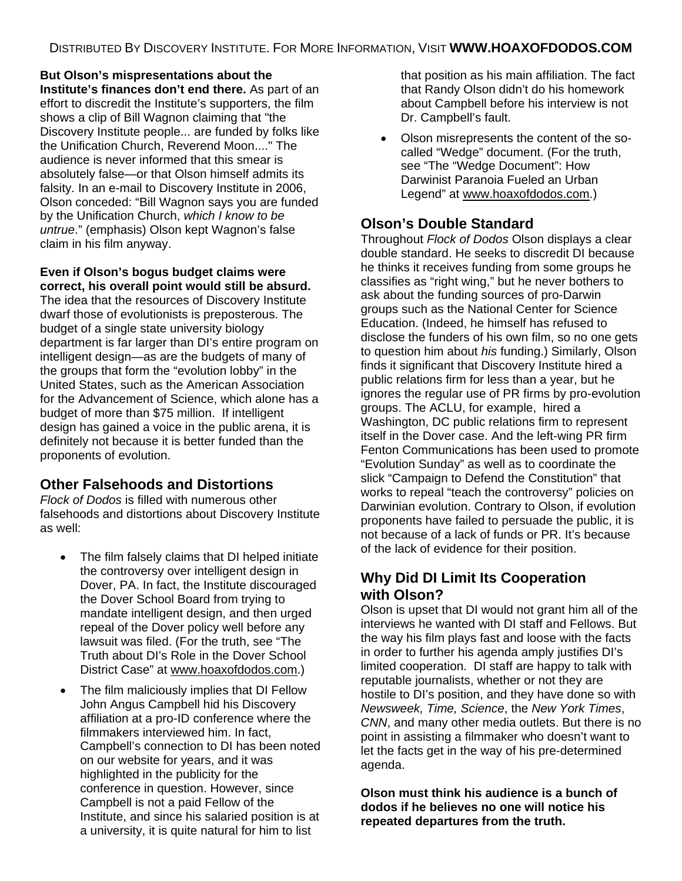**But Olson's mispresentations about the Institute's finances don't end there.** As part of an effort to discredit the Institute's supporters, the film shows a clip of Bill Wagnon claiming that "the Discovery Institute people... are funded by folks like the Unification Church, Reverend Moon...." The audience is never informed that this smear is absolutely false—or that Olson himself admits its falsity. In an e-mail to Discovery Institute in 2006, Olson conceded: "Bill Wagnon says you are funded by the Unification Church, *which I know to be untrue*." (emphasis) Olson kept Wagnon's false claim in his film anyway.

**Even if Olson's bogus budget claims were correct, his overall point would still be absurd.** The idea that the resources of Discovery Institute dwarf those of evolutionists is preposterous. The budget of a single state university biology department is far larger than DI's entire program on intelligent design—as are the budgets of many of the groups that form the "evolution lobby" in the United States, such as the American Association for the Advancement of Science, which alone has a budget of more than $75 million. If intelligent design has gained a voice in the public arena, it is definitely not because it is better funded than the proponents of evolution.

## Other Falsehoods and Distortions

*Flock of Dodos* is filled with numerous other falsehoods and distortions about Discovery Institute as well:

- The film falsely claims that DI helped initiate the controversy over intelligent design in Dover, PA. In fact, the Institute discouraged the Dover School Board from trying to mandate intelligent design, and then urged repeal of the Dover policy well before any lawsuit was filed. (For the truth, see "The Truth about DI's Role in the Dover School District Case" at www.hoaxofdodos.com.)
- The film maliciously implies that DI Fellow John Angus Campbell hid his Discovery affiliation at a pro-ID conference where the filmmakers interviewed him. In fact, Campbell's connection to DI has been noted on our website for years, and it was highlighted in the publicity for the conference in question. However, since Campbell is not a paid Fellow of the Institute, and since his salaried position is at a university, it is quite natural for him to list that position as his main affiliation. The fact that Randy Olson didn't do his homework about Campbell before his interview is not Dr. Campbell's fault.
- Olson misrepresents the content of the so-called "Wedge" document. (For the truth, see "The "Wedge Document": How Darwinist Paranoia Fueled an Urban Legend" at www.hoaxofdodos.com.)

## Olson's Double Standard

Throughout *Flock of Dodos* Olson displays a clear double standard. He seeks to discredit DI because he thinks it receives funding from some groups he classifies as "right wing," but he never bothers to ask about the funding sources of pro-Darwin groups such as the National Center for Science Education. (Indeed, he himself has refused to disclose the funders of his own film, so no one gets to question him about *his* funding.) Similarly, Olson finds it significant that Discovery Institute hired a public relations firm for less than a year, but he ignores the regular use of PR firms by pro-evolution groups. The ACLU, for example, hired a Washington, DC public relations firm to represent itself in the Dover case. And the left-wing PR firm Fenton Communications has been used to promote "Evolution Sunday" as well as to coordinate the slick "Campaign to Defend the Constitution" that works to repeal "teach the controversy" policies on Darwinian evolution. Contrary to Olson, if evolution proponents have failed to persuade the public, it is not because of a lack of funds or PR. It's because of the lack of evidence for their position.

## Why Did DI Limit Its Cooperation with Olson?

Olson is upset that DI would not grant him all of the interviews he wanted with DI staff and Fellows. But the way his film plays fast and loose with the facts in order to further his agenda amply justifies DI's limited cooperation. DI staff are happy to talk with reputable journalists, whether or not they are hostile to DI's position, and they have done so with *Newsweek, Time, Science*, the *New York Times*, *CNN*, and many other media outlets. But there is no point in assisting a filmmaker who doesn't want to let the facts get in the way of his pre-determined agenda.

**Olson must think his audience is a bunch of dodos if he believes no one will notice his repeated departures from the truth.**